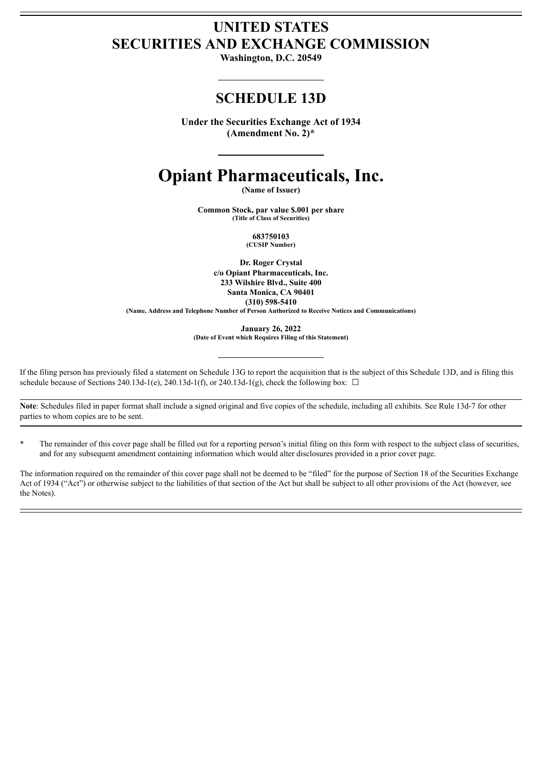# UNITED STATES
# SECURITIES AND EXCHANGE COMMISSION

**Washington, D.C. 20549**

## SCHEDULE 13D

**Under the Securities Exchange Act of 1934**
**(Amendment No. 2)***

# Opiant Pharmaceuticals, Inc.

**(Name of Issuer)**

**Common Stock, par value $.001 per share**
**(Title of Class of Securities)**

**683750103**
**(CUSIP Number)**

**Dr. Roger Crystal**
**c/o Opiant Pharmaceuticals, Inc.**
**233 Wilshire Blvd., Suite 400**
**Santa Monica, CA 90401**
**(310) 598-5410**
**(Name, Address and Telephone Number of Person Authorized to Receive Notices and Communications)**

**January 26, 2022**
**(Date of Event which Requires Filing of this Statement)**

If the filing person has previously filed a statement on Schedule 13G to report the acquisition that is the subject of this Schedule 13D, and is filing this schedule because of Sections 240.13d-1(e), 240.13d-1(f), or 240.13d-1(g), check the following box: ☐

**Note**: Schedules filed in paper format shall include a signed original and five copies of the schedule, including all exhibits. See Rule 13d-7 for other parties to whom copies are to be sent.

\* The remainder of this cover page shall be filled out for a reporting person's initial filing on this form with respect to the subject class of securities, and for any subsequent amendment containing information which would alter disclosures provided in a prior cover page.

The information required on the remainder of this cover page shall not be deemed to be "filed" for the purpose of Section 18 of the Securities Exchange Act of 1934 ("Act") or otherwise subject to the liabilities of that section of the Act but shall be subject to all other provisions of the Act (however, see the Notes).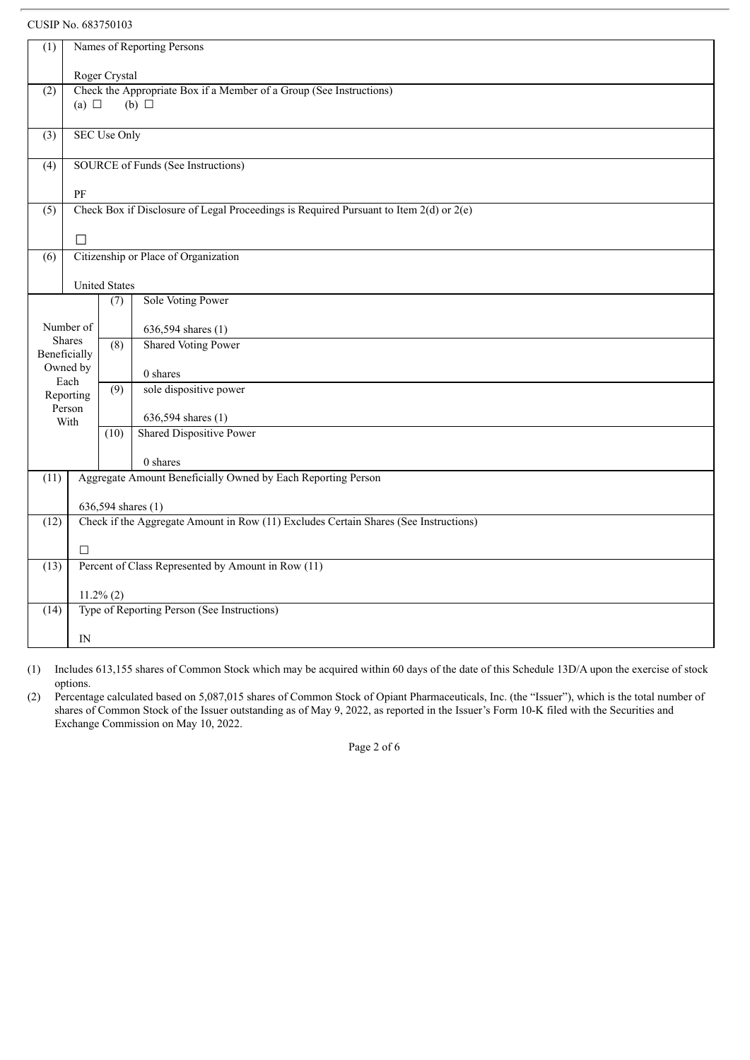CUSIP No. 683750103

| (1) | Names of Reporting Persons<br><br>Roger Crystal | | |
|---|---|---|---|
| (2) | Check the Appropriate Box if a Member of a Group (See Instructions)<br>(a) ☐ (b) ☐ | | |
| (3) | SEC Use Only | | |
| (4) | SOURCE of Funds (See Instructions)<br><br>PF | | |
| (5) | Check Box if Disclosure of Legal Proceedings is Required Pursuant to Item 2(d) or 2(e)<br><br>☐ | | |
| (6) | Citizenship or Place of Organization<br><br>United States | | |
| Number of Shares Beneficially Owned by Each Reporting Person With | | (7) | Sole Voting Power<br><br>636,594 shares (1) |
| | | (8) | Shared Voting Power<br><br>0 shares |
| | | (9) | sole dispositive power<br><br>636,594 shares (1) |
| | | (10) | Shared Dispositive Power<br><br>0 shares |
| (11) | Aggregate Amount Beneficially Owned by Each Reporting Person<br><br>636,594 shares (1) | | |
| (12) | Check if the Aggregate Amount in Row (11) Excludes Certain Shares (See Instructions)<br><br>☐ | | |
| (13) | Percent of Class Represented by Amount in Row (11)<br><br>11.2% (2) | | |
| (14) | Type of Reporting Person (See Instructions)<br><br>IN | | |

(1) Includes 613,155 shares of Common Stock which may be acquired within 60 days of the date of this Schedule 13D/A upon the exercise of stock options.

(2) Percentage calculated based on 5,087,015 shares of Common Stock of Opiant Pharmaceuticals, Inc. (the "Issuer"), which is the total number of shares of Common Stock of the Issuer outstanding as of May 9, 2022, as reported in the Issuer's Form 10-K filed with the Securities and Exchange Commission on May 10, 2022.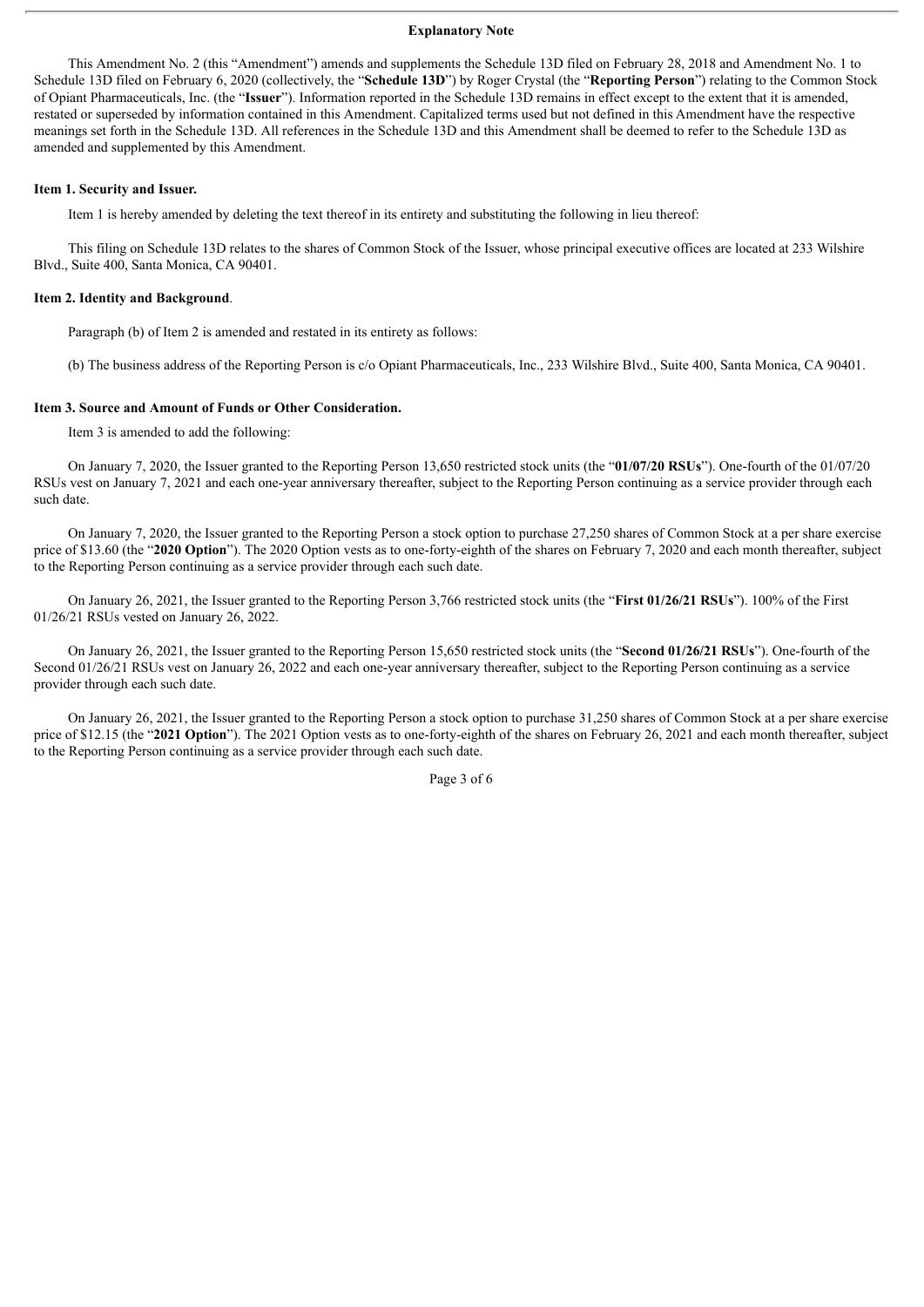## Explanatory Note

This Amendment No. 2 (this "Amendment") amends and supplements the Schedule 13D filed on February 28, 2018 and Amendment No. 1 to Schedule 13D filed on February 6, 2020 (collectively, the "**Schedule 13D**") by Roger Crystal (the "**Reporting Person**") relating to the Common Stock of Opiant Pharmaceuticals, Inc. (the "**Issuer**"). Information reported in the Schedule 13D remains in effect except to the extent that it is amended, restated or superseded by information contained in this Amendment. Capitalized terms used but not defined in this Amendment have the respective meanings set forth in the Schedule 13D. All references in the Schedule 13D and this Amendment shall be deemed to refer to the Schedule 13D as amended and supplemented by this Amendment.

### Item 1. Security and Issuer.

Item 1 is hereby amended by deleting the text thereof in its entirety and substituting the following in lieu thereof:

This filing on Schedule 13D relates to the shares of Common Stock of the Issuer, whose principal executive offices are located at 233 Wilshire Blvd., Suite 400, Santa Monica, CA 90401.

### Item 2. Identity and Background.

Paragraph (b) of Item 2 is amended and restated in its entirety as follows:

(b) The business address of the Reporting Person is c/o Opiant Pharmaceuticals, Inc., 233 Wilshire Blvd., Suite 400, Santa Monica, CA 90401.

### Item 3. Source and Amount of Funds or Other Consideration.

Item 3 is amended to add the following:

On January 7, 2020, the Issuer granted to the Reporting Person 13,650 restricted stock units (the "**01/07/20 RSUs**"). One-fourth of the 01/07/20 RSUs vest on January 7, 2021 and each one-year anniversary thereafter, subject to the Reporting Person continuing as a service provider through each such date.

On January 7, 2020, the Issuer granted to the Reporting Person a stock option to purchase 27,250 shares of Common Stock at a per share exercise price of $13.60 (the "**2020 Option**"). The 2020 Option vests as to one-forty-eighth of the shares on February 7, 2020 and each month thereafter, subject to the Reporting Person continuing as a service provider through each such date.

On January 26, 2021, the Issuer granted to the Reporting Person 3,766 restricted stock units (the "**First 01/26/21 RSUs**"). 100% of the First 01/26/21 RSUs vested on January 26, 2022.

On January 26, 2021, the Issuer granted to the Reporting Person 15,650 restricted stock units (the "**Second 01/26/21 RSUs**"). One-fourth of the Second 01/26/21 RSUs vest on January 26, 2022 and each one-year anniversary thereafter, subject to the Reporting Person continuing as a service provider through each such date.

On January 26, 2021, the Issuer granted to the Reporting Person a stock option to purchase 31,250 shares of Common Stock at a per share exercise price of $12.15 (the "**2021 Option**"). The 2021 Option vests as to one-forty-eighth of the shares on February 26, 2021 and each month thereafter, subject to the Reporting Person continuing as a service provider through each such date.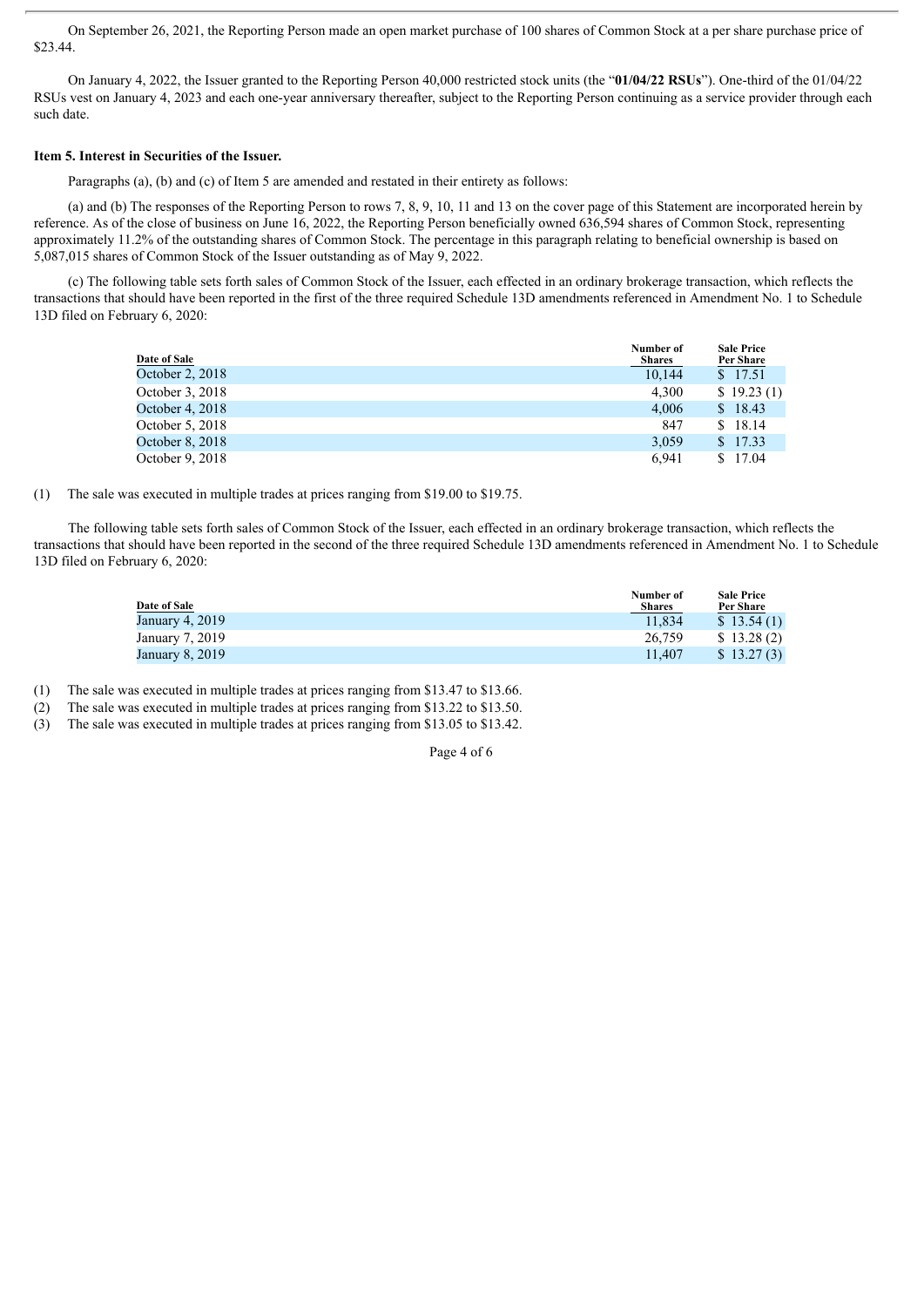On September 26, 2021, the Reporting Person made an open market purchase of 100 shares of Common Stock at a per share purchase price of $23.44.

On January 4, 2022, the Issuer granted to the Reporting Person 40,000 restricted stock units (the "**01/04/22 RSUs**"). One-third of the 01/04/22 RSUs vest on January 4, 2023 and each one-year anniversary thereafter, subject to the Reporting Person continuing as a service provider through each such date.

**Item 5. Interest in Securities of the Issuer.**

Paragraphs (a), (b) and (c) of Item 5 are amended and restated in their entirety as follows:

(a) and (b) The responses of the Reporting Person to rows 7, 8, 9, 10, 11 and 13 on the cover page of this Statement are incorporated herein by reference. As of the close of business on June 16, 2022, the Reporting Person beneficially owned 636,594 shares of Common Stock, representing approximately 11.2% of the outstanding shares of Common Stock. The percentage in this paragraph relating to beneficial ownership is based on 5,087,015 shares of Common Stock of the Issuer outstanding as of May 9, 2022.

(c) The following table sets forth sales of Common Stock of the Issuer, each effected in an ordinary brokerage transaction, which reflects the transactions that should have been reported in the first of the three required Schedule 13D amendments referenced in Amendment No. 1 to Schedule 13D filed on February 6, 2020:

| Date of Sale | Number of Shares | Sale Price Per Share |
|---|---|---|
| October 2, 2018 | 10,144 | $ 17.51 |
| October 3, 2018 | 4,300 | $ 19.23 (1) |
| October 4, 2018 | 4,006 | $ 18.43 |
| October 5, 2018 | 847 | $ 18.14 |
| October 8, 2018 | 3,059 | $ 17.33 |
| October 9, 2018 | 6,941 | $ 17.04 |

(1) The sale was executed in multiple trades at prices ranging from $19.00 to $19.75.

The following table sets forth sales of Common Stock of the Issuer, each effected in an ordinary brokerage transaction, which reflects the transactions that should have been reported in the second of the three required Schedule 13D amendments referenced in Amendment No. 1 to Schedule 13D filed on February 6, 2020:

| Date of Sale | Number of Shares | Sale Price Per Share |
|---|---|---|
| January 4, 2019 | 11,834 | $ 13.54 (1) |
| January 7, 2019 | 26,759 | $ 13.28 (2) |
| January 8, 2019 | 11,407 | $ 13.27 (3) |

(1) The sale was executed in multiple trades at prices ranging from $13.47 to $13.66.
(2) The sale was executed in multiple trades at prices ranging from $13.22 to $13.50.
(3) The sale was executed in multiple trades at prices ranging from $13.05 to $13.42.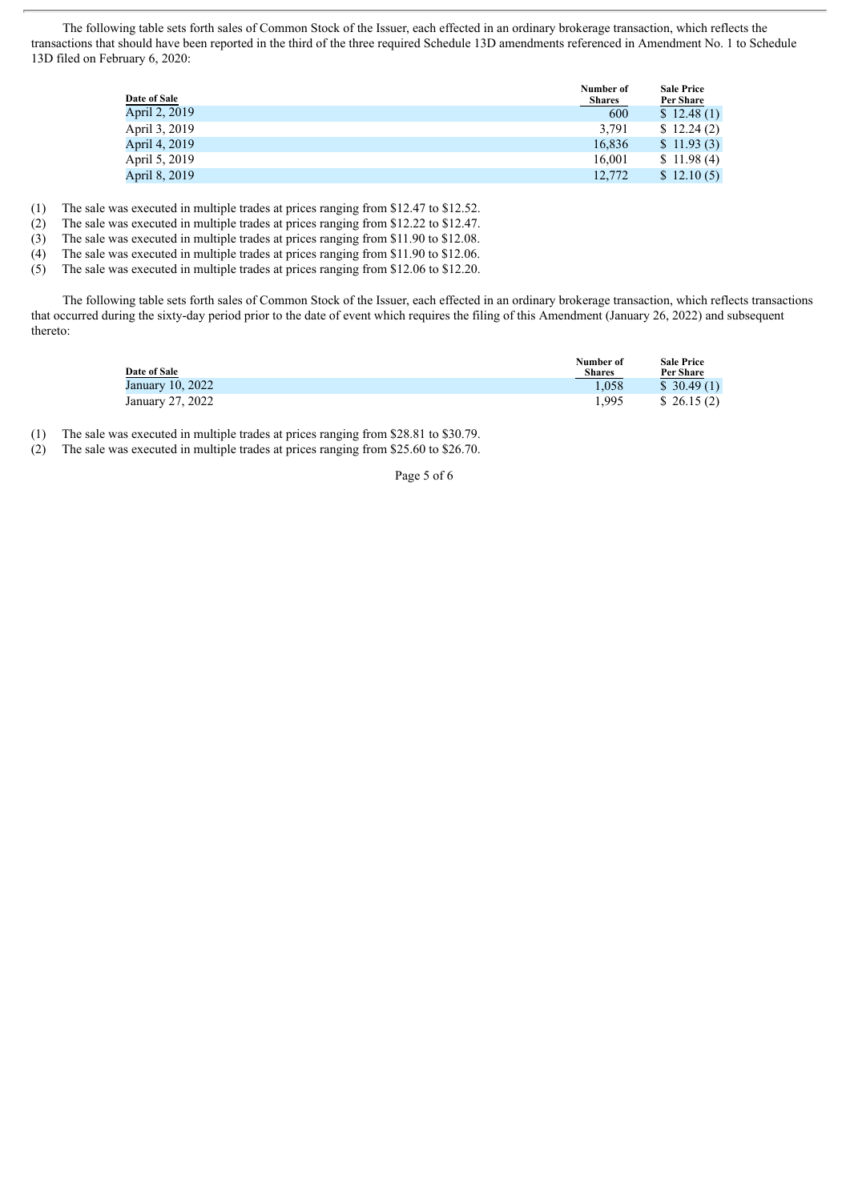The following table sets forth sales of Common Stock of the Issuer, each effected in an ordinary brokerage transaction, which reflects the transactions that should have been reported in the third of the three required Schedule 13D amendments referenced in Amendment No. 1 to Schedule 13D filed on February 6, 2020:

| Date of Sale | Number of Shares | Sale Price Per Share |
|---|---|---|
| April 2, 2019 | 600 | $ 12.48 (1) |
| April 3, 2019 | 3,791 | $ 12.24 (2) |
| April 4, 2019 | 16,836 | $ 11.93 (3) |
| April 5, 2019 | 16,001 | $ 11.98 (4) |
| April 8, 2019 | 12,772 | $ 12.10 (5) |

(1) The sale was executed in multiple trades at prices ranging from $12.47 to $12.52.
(2) The sale was executed in multiple trades at prices ranging from $12.22 to $12.47.
(3) The sale was executed in multiple trades at prices ranging from $11.90 to $12.08.
(4) The sale was executed in multiple trades at prices ranging from $11.90 to $12.06.
(5) The sale was executed in multiple trades at prices ranging from $12.06 to $12.20.

The following table sets forth sales of Common Stock of the Issuer, each effected in an ordinary brokerage transaction, which reflects transactions that occurred during the sixty-day period prior to the date of event which requires the filing of this Amendment (January 26, 2022) and subsequent thereto:

| Date of Sale | Number of Shares | Sale Price Per Share |
|---|---|---|
| January 10, 2022 | 1,058 | $ 30.49 (1) |
| January 27, 2022 | 1,995 | $ 26.15 (2) |

(1) The sale was executed in multiple trades at prices ranging from $28.81 to $30.79.
(2) The sale was executed in multiple trades at prices ranging from $25.60 to $26.70.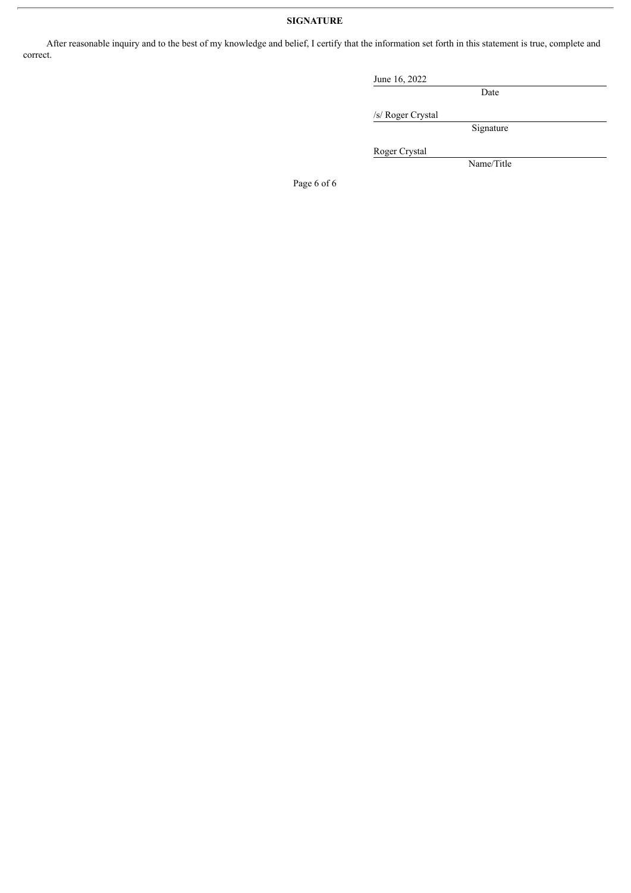**SIGNATURE**

After reasonable inquiry and to the best of my knowledge and belief, I certify that the information set forth in this statement is true, complete and correct.

June 16, 2022
Date

/s/ Roger Crystal
Signature

Roger Crystal
Name/Title